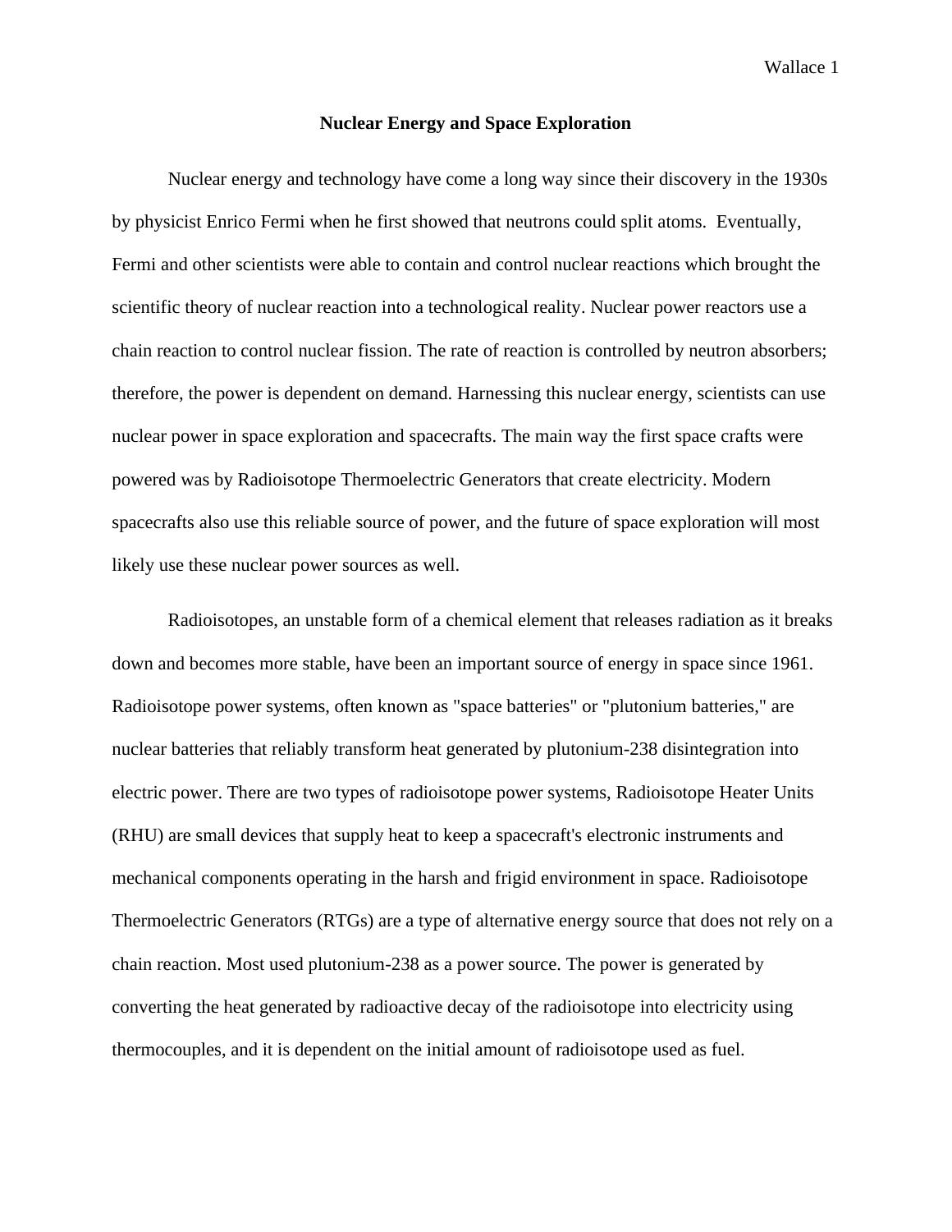# Nuclear Energy and Space Exploration

Nuclear energy and technology have come a long way since their discovery in the 1930s by physicist Enrico Fermi when he first showed that neutrons could split atoms. Eventually, Fermi and other scientists were able to contain and control nuclear reactions which brought the scientific theory of nuclear reaction into a technological reality. Nuclear power reactors use a chain reaction to control nuclear fission. The rate of reaction is controlled by neutron absorbers; therefore, the power is dependent on demand. Harnessing this nuclear energy, scientists can use nuclear power in space exploration and spacecrafts. The main way the first space crafts were powered was by Radioisotope Thermoelectric Generators that create electricity. Modern spacecrafts also use this reliable source of power, and the future of space exploration will most likely use these nuclear power sources as well.

Radioisotopes, an unstable form of a chemical element that releases radiation as it breaks down and becomes more stable, have been an important source of energy in space since 1961. Radioisotope power systems, often known as "space batteries" or "plutonium batteries," are nuclear batteries that reliably transform heat generated by plutonium-238 disintegration into electric power. There are two types of radioisotope power systems, Radioisotope Heater Units (RHU) are small devices that supply heat to keep a spacecraft's electronic instruments and mechanical components operating in the harsh and frigid environment in space. Radioisotope Thermoelectric Generators (RTGs) are a type of alternative energy source that does not rely on a chain reaction. Most used plutonium-238 as a power source. The power is generated by converting the heat generated by radioactive decay of the radioisotope into electricity using thermocouples, and it is dependent on the initial amount of radioisotope used as fuel.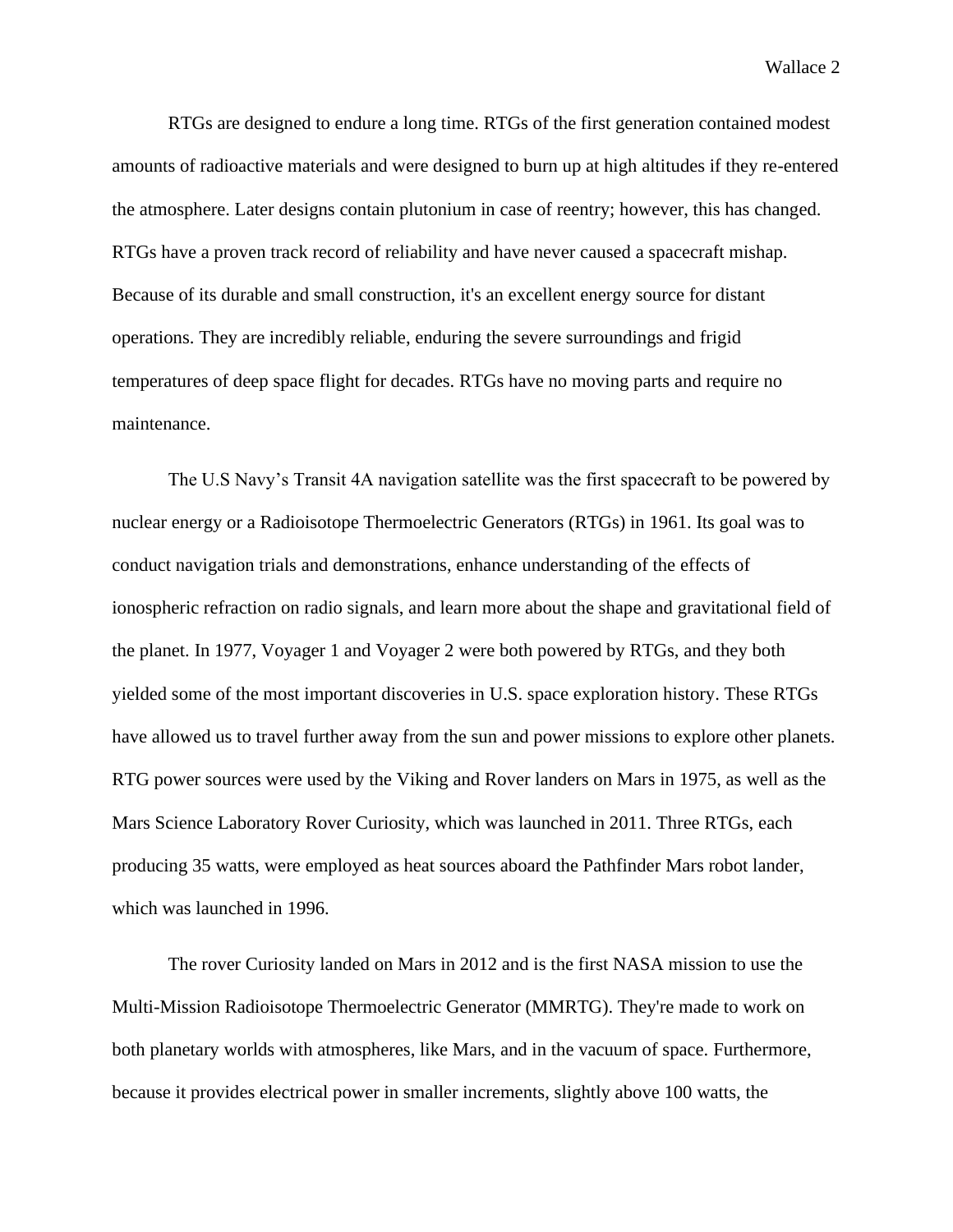RTGs are designed to endure a long time. RTGs of the first generation contained modest amounts of radioactive materials and were designed to burn up at high altitudes if they re-entered the atmosphere. Later designs contain plutonium in case of reentry; however, this has changed. RTGs have a proven track record of reliability and have never caused a spacecraft mishap. Because of its durable and small construction, it's an excellent energy source for distant operations. They are incredibly reliable, enduring the severe surroundings and frigid temperatures of deep space flight for decades. RTGs have no moving parts and require no maintenance.

The U.S Navy's Transit 4A navigation satellite was the first spacecraft to be powered by nuclear energy or a Radioisotope Thermoelectric Generators (RTGs) in 1961. Its goal was to conduct navigation trials and demonstrations, enhance understanding of the effects of ionospheric refraction on radio signals, and learn more about the shape and gravitational field of the planet. In 1977, Voyager 1 and Voyager 2 were both powered by RTGs, and they both yielded some of the most important discoveries in U.S. space exploration history. These RTGs have allowed us to travel further away from the sun and power missions to explore other planets. RTG power sources were used by the Viking and Rover landers on Mars in 1975, as well as the Mars Science Laboratory Rover Curiosity, which was launched in 2011. Three RTGs, each producing 35 watts, were employed as heat sources aboard the Pathfinder Mars robot lander, which was launched in 1996.

The rover Curiosity landed on Mars in 2012 and is the first NASA mission to use the Multi-Mission Radioisotope Thermoelectric Generator (MMRTG). They're made to work on both planetary worlds with atmospheres, like Mars, and in the vacuum of space. Furthermore, because it provides electrical power in smaller increments, slightly above 100 watts, the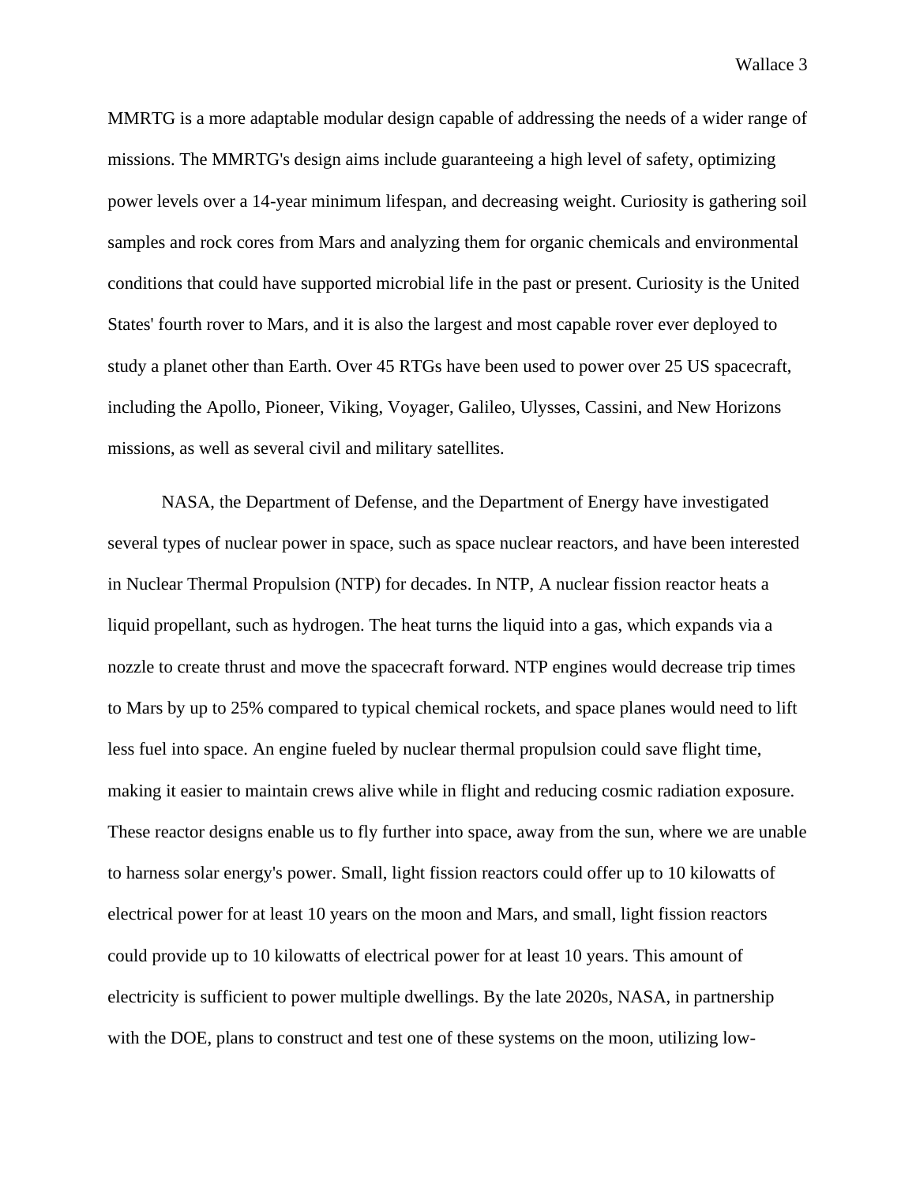MMRTG is a more adaptable modular design capable of addressing the needs of a wider range of missions. The MMRTG's design aims include guaranteeing a high level of safety, optimizing power levels over a 14-year minimum lifespan, and decreasing weight. Curiosity is gathering soil samples and rock cores from Mars and analyzing them for organic chemicals and environmental conditions that could have supported microbial life in the past or present. Curiosity is the United States' fourth rover to Mars, and it is also the largest and most capable rover ever deployed to study a planet other than Earth. Over 45 RTGs have been used to power over 25 US spacecraft, including the Apollo, Pioneer, Viking, Voyager, Galileo, Ulysses, Cassini, and New Horizons missions, as well as several civil and military satellites.

NASA, the Department of Defense, and the Department of Energy have investigated several types of nuclear power in space, such as space nuclear reactors, and have been interested in Nuclear Thermal Propulsion (NTP) for decades. In NTP, A nuclear fission reactor heats a liquid propellant, such as hydrogen. The heat turns the liquid into a gas, which expands via a nozzle to create thrust and move the spacecraft forward. NTP engines would decrease trip times to Mars by up to 25% compared to typical chemical rockets, and space planes would need to lift less fuel into space. An engine fueled by nuclear thermal propulsion could save flight time, making it easier to maintain crews alive while in flight and reducing cosmic radiation exposure. These reactor designs enable us to fly further into space, away from the sun, where we are unable to harness solar energy's power. Small, light fission reactors could offer up to 10 kilowatts of electrical power for at least 10 years on the moon and Mars, and small, light fission reactors could provide up to 10 kilowatts of electrical power for at least 10 years. This amount of electricity is sufficient to power multiple dwellings. By the late 2020s, NASA, in partnership with the DOE, plans to construct and test one of these systems on the moon, utilizing low-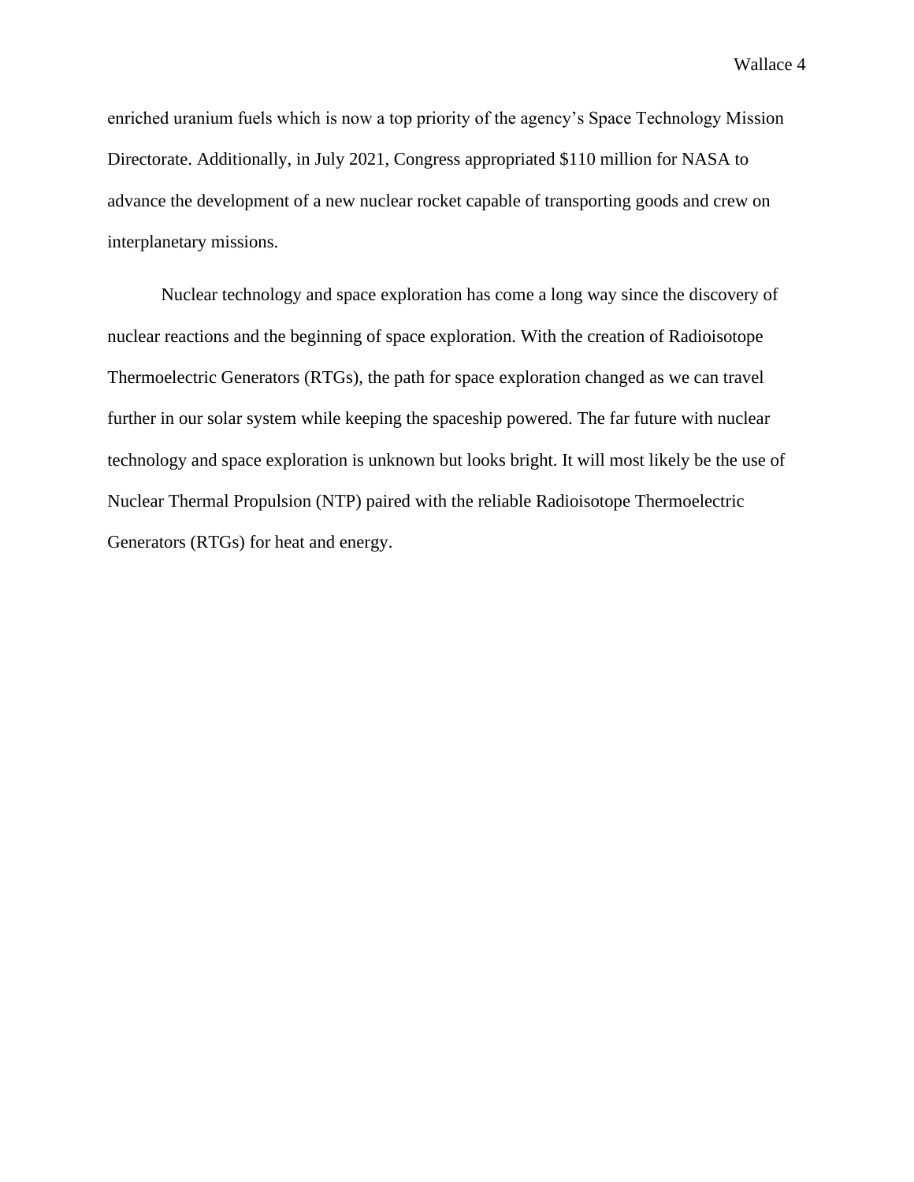enriched uranium fuels which is now a top priority of the agency's Space Technology Mission Directorate. Additionally, in July 2021, Congress appropriated $110 million for NASA to advance the development of a new nuclear rocket capable of transporting goods and crew on interplanetary missions.

Nuclear technology and space exploration has come a long way since the discovery of nuclear reactions and the beginning of space exploration. With the creation of Radioisotope Thermoelectric Generators (RTGs), the path for space exploration changed as we can travel further in our solar system while keeping the spaceship powered. The far future with nuclear technology and space exploration is unknown but looks bright. It will most likely be the use of Nuclear Thermal Propulsion (NTP) paired with the reliable Radioisotope Thermoelectric Generators (RTGs) for heat and energy.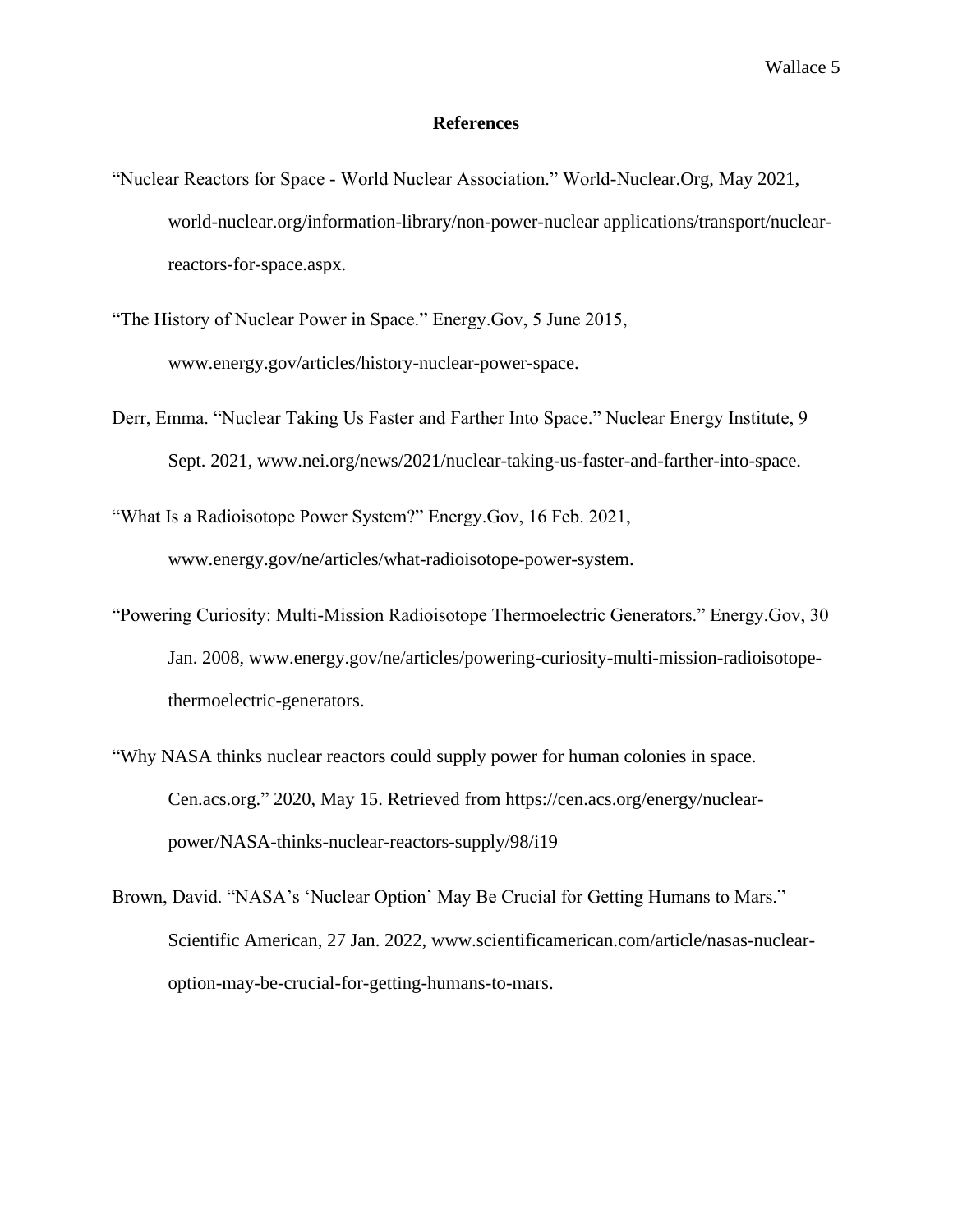# References

"Nuclear Reactors for Space - World Nuclear Association." World-Nuclear.Org, May 2021, world-nuclear.org/information-library/non-power-nuclear applications/transport/nuclear-reactors-for-space.aspx.

"The History of Nuclear Power in Space." Energy.Gov, 5 June 2015, www.energy.gov/articles/history-nuclear-power-space.

Derr, Emma. "Nuclear Taking Us Faster and Farther Into Space." Nuclear Energy Institute, 9 Sept. 2021, www.nei.org/news/2021/nuclear-taking-us-faster-and-farther-into-space.

"What Is a Radioisotope Power System?" Energy.Gov, 16 Feb. 2021, www.energy.gov/ne/articles/what-radioisotope-power-system.

"Powering Curiosity: Multi-Mission Radioisotope Thermoelectric Generators." Energy.Gov, 30 Jan. 2008, www.energy.gov/ne/articles/powering-curiosity-multi-mission-radioisotope-thermoelectric-generators.

"Why NASA thinks nuclear reactors could supply power for human colonies in space. Cen.acs.org." 2020, May 15. Retrieved from https://cen.acs.org/energy/nuclear-power/NASA-thinks-nuclear-reactors-supply/98/i19

Brown, David. "NASA's 'Nuclear Option' May Be Crucial for Getting Humans to Mars." Scientific American, 27 Jan. 2022, www.scientificamerican.com/article/nasas-nuclear-option-may-be-crucial-for-getting-humans-to-mars.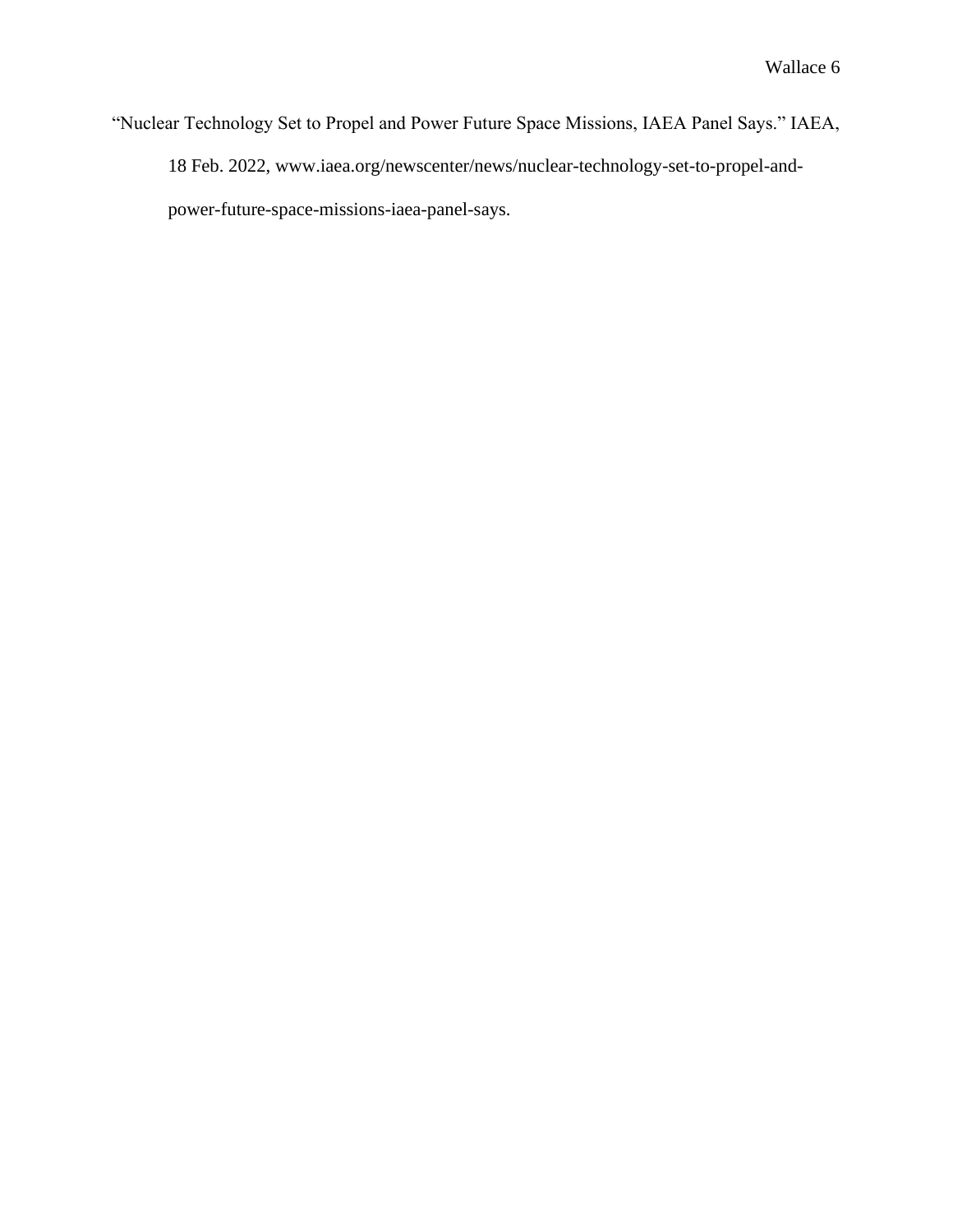"Nuclear Technology Set to Propel and Power Future Space Missions, IAEA Panel Says." IAEA, 18 Feb. 2022, www.iaea.org/newscenter/news/nuclear-technology-set-to-propel-and-power-future-space-missions-iaea-panel-says.